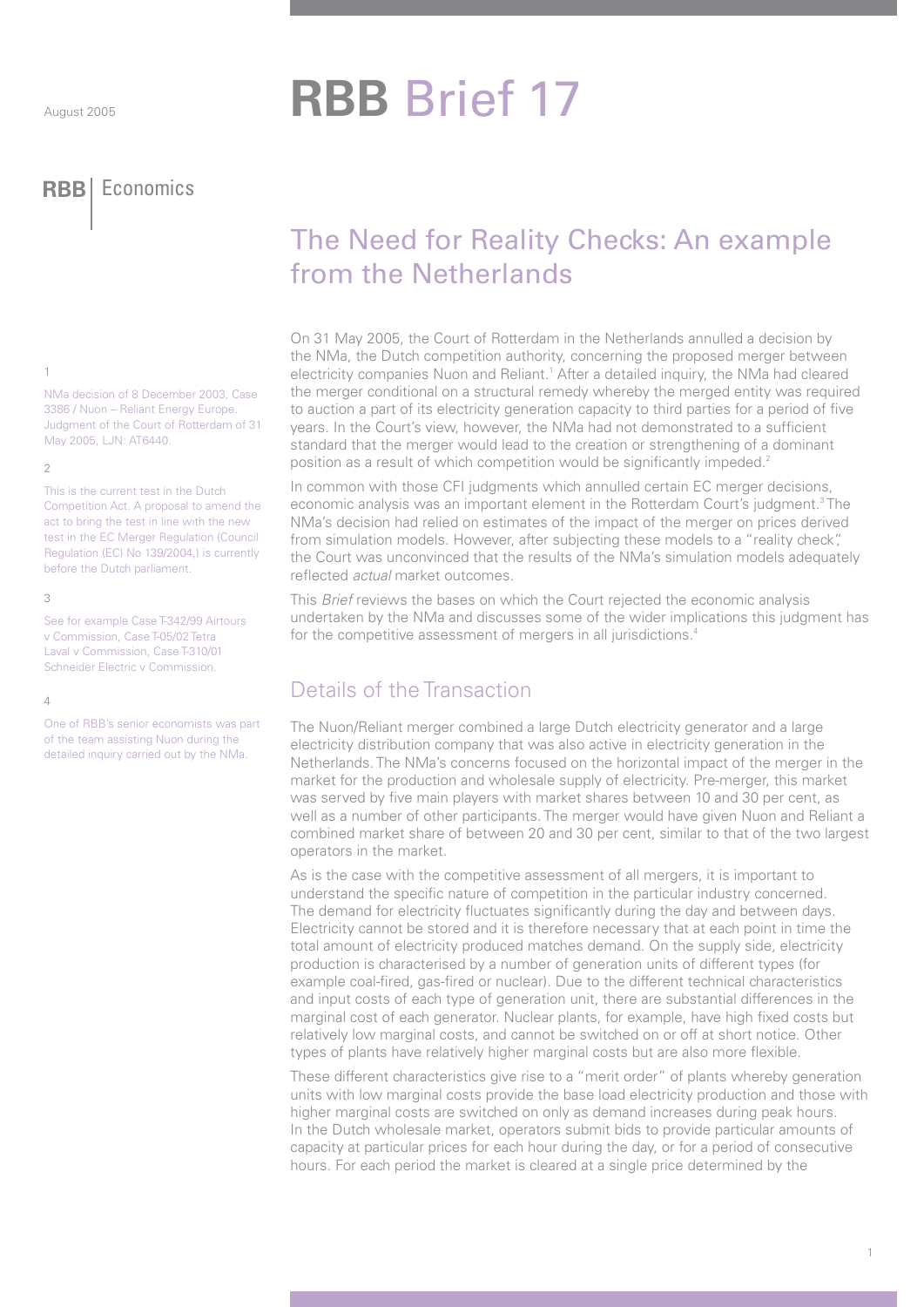August 2005

# RBB Brief 17

RBB | Economics

## The Need for Reality Checks: An example from the Netherlands

On 31 May 2005, the Court of Rotterdam in the Netherlands annulled a decision by the NMa, the Dutch competition authority, concerning the proposed merger between electricity companies Nuon and Reliant.[1] After a detailed inquiry, the NMa had cleared the merger conditional on a structural remedy whereby the merged entity was required to auction a part of its electricity generation capacity to third parties for a period of five years. In the Court's view, however, the NMa had not demonstrated to a sufficient standard that the merger would lead to the creation or strengthening of a dominant position as a result of which competition would be significantly impeded.[2]

In common with those CFI judgments which annulled certain EC merger decisions, economic analysis was an important element in the Rotterdam Court's judgment.[3] The NMa's decision had relied on estimates of the impact of the merger on prices derived from simulation models. However, after subjecting these models to a "reality check", the Court was unconvinced that the results of the NMa's simulation models adequately reflected *actual* market outcomes.

This *Brief* reviews the bases on which the Court rejected the economic analysis undertaken by the NMa and discusses some of the wider implications this judgment has for the competitive assessment of mergers in all jurisdictions.[4]

### Details of the Transaction

The Nuon/Reliant merger combined a large Dutch electricity generator and a large electricity distribution company that was also active in electricity generation in the Netherlands. The NMa's concerns focused on the horizontal impact of the merger in the market for the production and wholesale supply of electricity. Pre-merger, this market was served by five main players with market shares between 10 and 30 per cent, as well as a number of other participants. The merger would have given Nuon and Reliant a combined market share of between 20 and 30 per cent, similar to that of the two largest operators in the market.

As is the case with the competitive assessment of all mergers, it is important to understand the specific nature of competition in the particular industry concerned. The demand for electricity fluctuates significantly during the day and between days. Electricity cannot be stored and it is therefore necessary that at each point in time the total amount of electricity produced matches demand. On the supply side, electricity production is characterised by a number of generation units of different types (for example coal-fired, gas-fired or nuclear). Due to the different technical characteristics and input costs of each type of generation unit, there are substantial differences in the marginal cost of each generator. Nuclear plants, for example, have high fixed costs but relatively low marginal costs, and cannot be switched on or off at short notice. Other types of plants have relatively higher marginal costs but are also more flexible.

These different characteristics give rise to a "merit order" of plants whereby generation units with low marginal costs provide the base load electricity production and those with higher marginal costs are switched on only as demand increases during peak hours. In the Dutch wholesale market, operators submit bids to provide particular amounts of capacity at particular prices for each hour during the day, or for a period of consecutive hours. For each period the market is cleared at a single price determined by the

---

1. NMa decision of 8 December 2003, Case 3386 / Nuon – Reliant Energy Europe. Judgment of the Court of Rotterdam of 31 May 2005, LJN: AT6440.

2. This is the current test in the Dutch Competition Act. A proposal to amend the act to bring the test in line with the new test in the EC Merger Regulation (Council Regulation (EC) No 139/2004,) is currently before the Dutch parliament.

3. See for example Case T-342/99 Airtours v Commission, Case T-05/02 Tetra Laval v Commission, Case T-310/01 Schneider Electric v Commission.

4. One of RBB's senior economists was part of the team assisting Nuon during the detailed inquiry carried out by the NMa.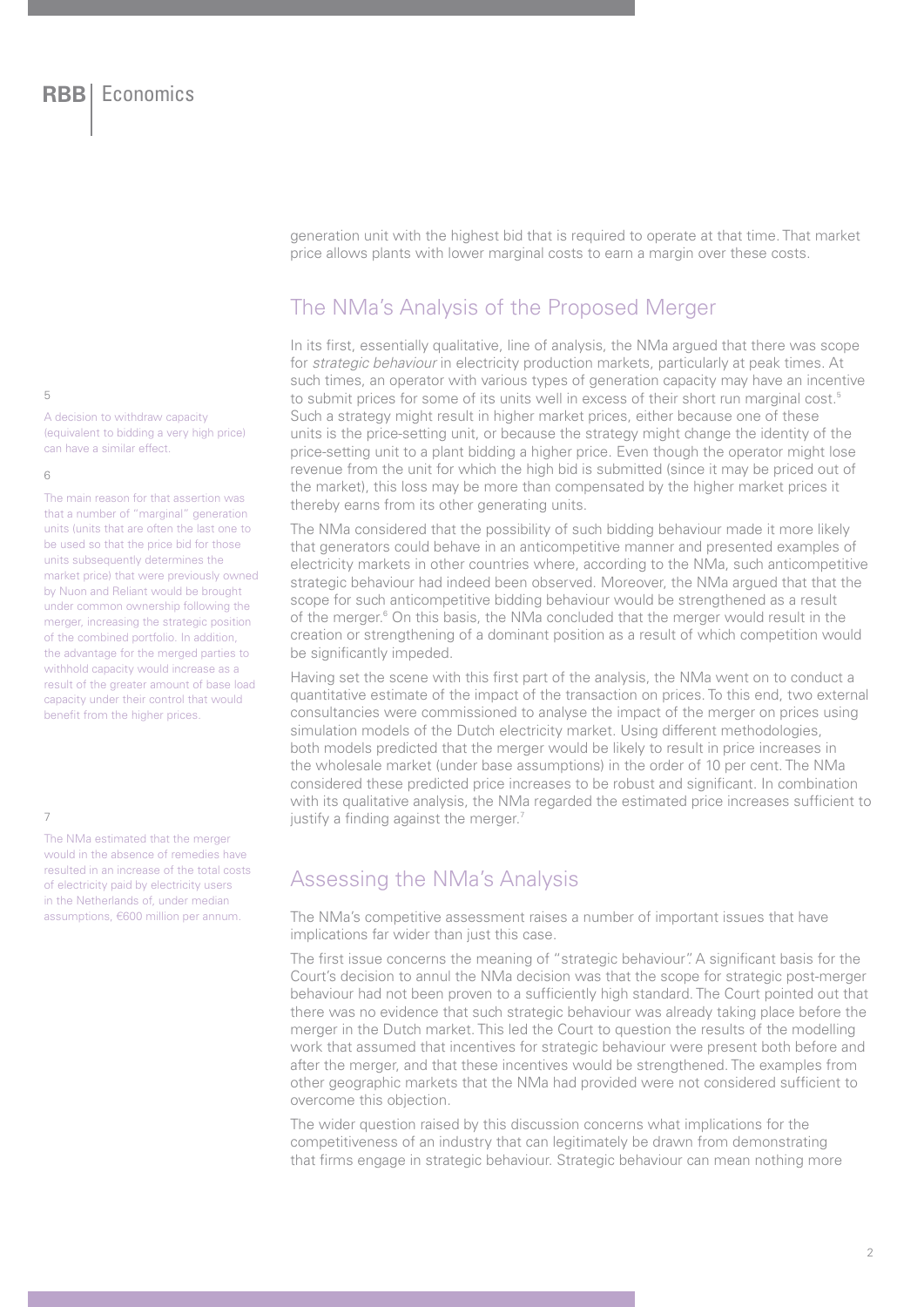generation unit with the highest bid that is required to operate at that time. That market price allows plants with lower marginal costs to earn a margin over these costs.

## The NMa's Analysis of the Proposed Merger

In its first, essentially qualitative, line of analysis, the NMa argued that there was scope for *strategic behaviour* in electricity production markets, particularly at peak times. At such times, an operator with various types of generation capacity may have an incentive to submit prices for some of its units well in excess of their short run marginal cost.[5] Such a strategy might result in higher market prices, either because one of these units is the price-setting unit, or because the strategy might change the identity of the price-setting unit to a plant bidding a higher price. Even though the operator might lose revenue from the unit for which the high bid is submitted (since it may be priced out of the market), this loss may be more than compensated by the higher market prices it thereby earns from its other generating units.

The NMa considered that the possibility of such bidding behaviour made it more likely that generators could behave in an anticompetitive manner and presented examples of electricity markets in other countries where, according to the NMa, such anticompetitive strategic behaviour had indeed been observed. Moreover, the NMa argued that that the scope for such anticompetitive bidding behaviour would be strengthened as a result of the merger.[6] On this basis, the NMa concluded that the merger would result in the creation or strengthening of a dominant position as a result of which competition would be significantly impeded.

Having set the scene with this first part of the analysis, the NMa went on to conduct a quantitative estimate of the impact of the transaction on prices. To this end, two external consultancies were commissioned to analyse the impact of the merger on prices using simulation models of the Dutch electricity market. Using different methodologies, both models predicted that the merger would be likely to result in price increases in the wholesale market (under base assumptions) in the order of 10 per cent. The NMa considered these predicted price increases to be robust and significant. In combination with its qualitative analysis, the NMa regarded the estimated price increases sufficient to justify a finding against the merger.[7]

## Assessing the NMa's Analysis

The NMa's competitive assessment raises a number of important issues that have implications far wider than just this case.

The first issue concerns the meaning of "strategic behaviour". A significant basis for the Court's decision to annul the NMa decision was that the scope for strategic post-merger behaviour had not been proven to a sufficiently high standard. The Court pointed out that there was no evidence that such strategic behaviour was already taking place before the merger in the Dutch market. This led the Court to question the results of the modelling work that assumed that incentives for strategic behaviour were present both before and after the merger, and that these incentives would be strengthened. The examples from other geographic markets that the NMa had provided were not considered sufficient to overcome this objection.

The wider question raised by this discussion concerns what implications for the competitiveness of an industry that can legitimately be drawn from demonstrating that firms engage in strategic behaviour. Strategic behaviour can mean nothing more

---

5 A decision to withdraw capacity (equivalent to bidding a very high price) can have a similar effect.

6 The main reason for that assertion was that a number of "marginal" generation units (units that are often the last one to be used so that the price bid for those units subsequently determines the market price) that were previously owned by Nuon and Reliant would be brought under common ownership following the merger, increasing the strategic position of the combined portfolio. In addition, the advantage for the merged parties to withhold capacity would increase as a result of the greater amount of base load capacity under their control that would benefit from the higher prices.

7 The NMa estimated that the merger would in the absence of remedies have resulted in an increase of the total costs of electricity paid by electricity users in the Netherlands of, under median assumptions, €600 million per annum.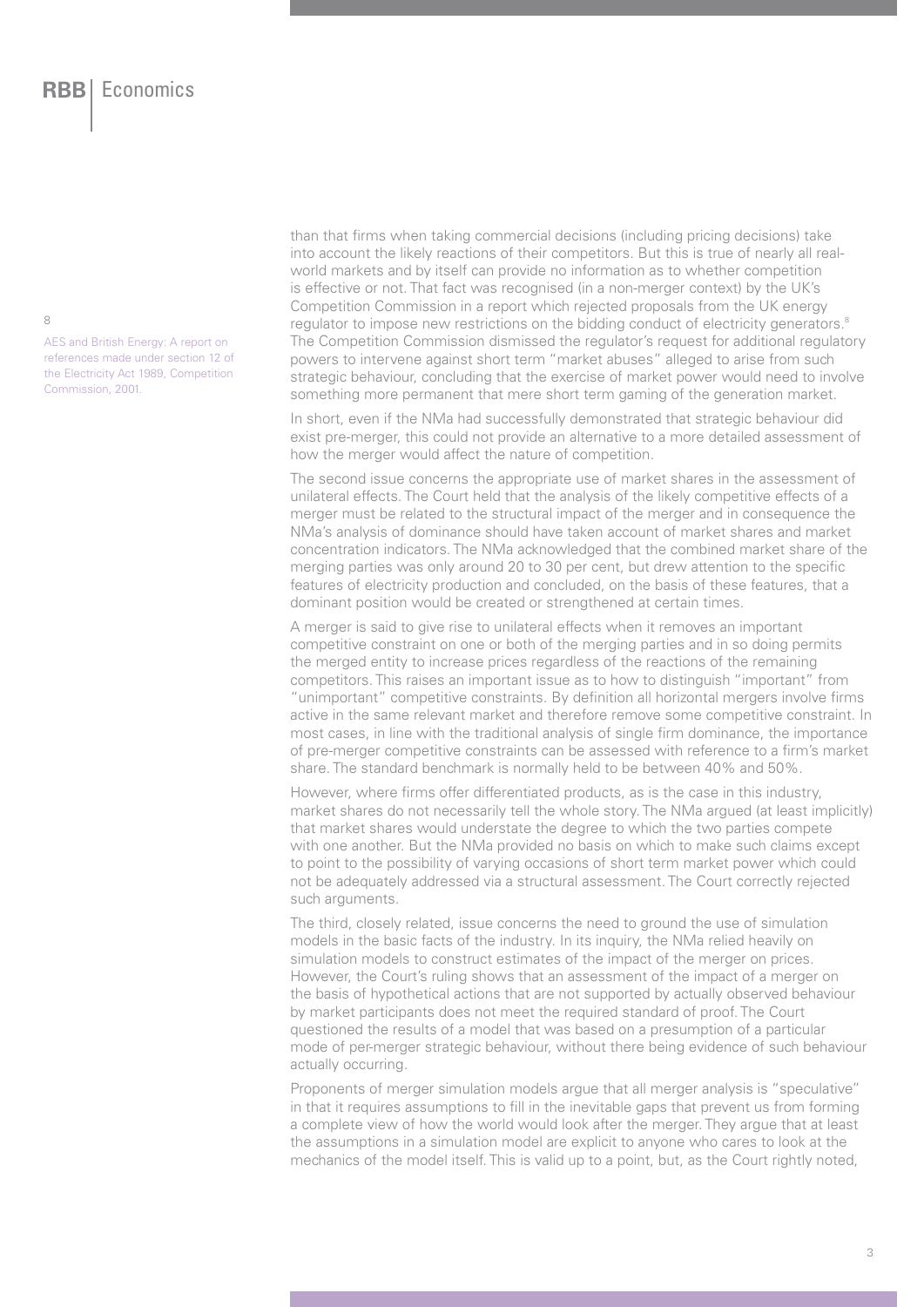than that firms when taking commercial decisions (including pricing decisions) take into account the likely reactions of their competitors. But this is true of nearly all real-world markets and by itself can provide no information as to whether competition is effective or not. That fact was recognised (in a non-merger context) by the UK's Competition Commission in a report which rejected proposals from the UK energy regulator to impose new restrictions on the bidding conduct of electricity generators.[8] The Competition Commission dismissed the regulator's request for additional regulatory powers to intervene against short term "market abuses" alleged to arise from such strategic behaviour, concluding that the exercise of market power would need to involve something more permanent that mere short term gaming of the generation market.

In short, even if the NMa had successfully demonstrated that strategic behaviour did exist pre-merger, this could not provide an alternative to a more detailed assessment of how the merger would affect the nature of competition.

The second issue concerns the appropriate use of market shares in the assessment of unilateral effects. The Court held that the analysis of the likely competitive effects of a merger must be related to the structural impact of the merger and in consequence the NMa's analysis of dominance should have taken account of market shares and market concentration indicators. The NMa acknowledged that the combined market share of the merging parties was only around 20 to 30 per cent, but drew attention to the specific features of electricity production and concluded, on the basis of these features, that a dominant position would be created or strengthened at certain times.

A merger is said to give rise to unilateral effects when it removes an important competitive constraint on one or both of the merging parties and in so doing permits the merged entity to increase prices regardless of the reactions of the remaining competitors. This raises an important issue as to how to distinguish "important" from "unimportant" competitive constraints. By definition all horizontal mergers involve firms active in the same relevant market and therefore remove some competitive constraint. In most cases, in line with the traditional analysis of single firm dominance, the importance of pre-merger competitive constraints can be assessed with reference to a firm's market share. The standard benchmark is normally held to be between 40% and 50%.

However, where firms offer differentiated products, as is the case in this industry, market shares do not necessarily tell the whole story. The NMa argued (at least implicitly) that market shares would understate the degree to which the two parties compete with one another. But the NMa provided no basis on which to make such claims except to point to the possibility of varying occasions of short term market power which could not be adequately addressed via a structural assessment. The Court correctly rejected such arguments.

The third, closely related, issue concerns the need to ground the use of simulation models in the basic facts of the industry. In its inquiry, the NMa relied heavily on simulation models to construct estimates of the impact of the merger on prices. However, the Court's ruling shows that an assessment of the impact of a merger on the basis of hypothetical actions that are not supported by actually observed behaviour by market participants does not meet the required standard of proof. The Court questioned the results of a model that was based on a presumption of a particular mode of per-merger strategic behaviour, without there being evidence of such behaviour actually occurring.

Proponents of merger simulation models argue that all merger analysis is "speculative" in that it requires assumptions to fill in the inevitable gaps that prevent us from forming a complete view of how the world would look after the merger. They argue that at least the assumptions in a simulation model are explicit to anyone who cares to look at the mechanics of the model itself. This is valid up to a point, but, as the Court rightly noted,

[8] AES and British Energy: A report on references made under section 12 of the Electricity Act 1989, Competition Commission, 2001.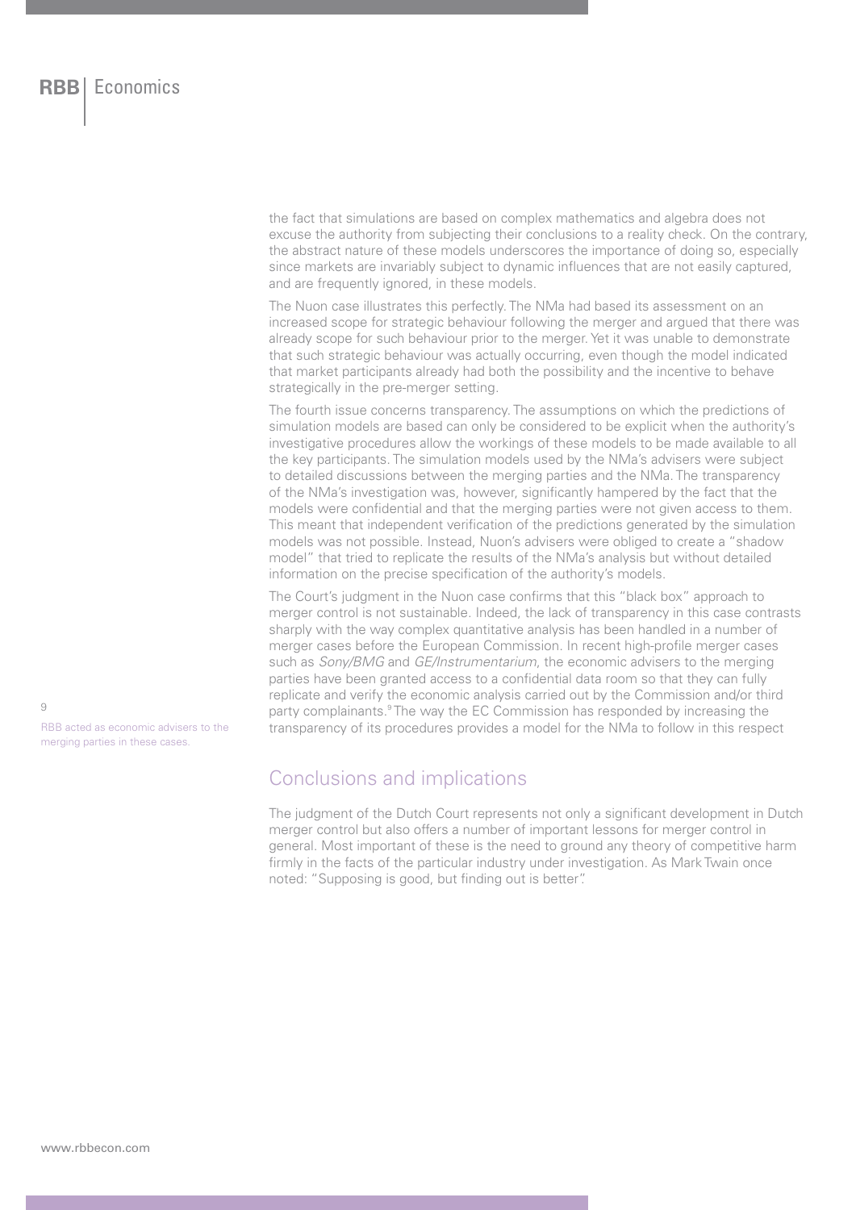the fact that simulations are based on complex mathematics and algebra does not excuse the authority from subjecting their conclusions to a reality check. On the contrary, the abstract nature of these models underscores the importance of doing so, especially since markets are invariably subject to dynamic influences that are not easily captured, and are frequently ignored, in these models.

The Nuon case illustrates this perfectly. The NMa had based its assessment on an increased scope for strategic behaviour following the merger and argued that there was already scope for such behaviour prior to the merger. Yet it was unable to demonstrate that such strategic behaviour was actually occurring, even though the model indicated that market participants already had both the possibility and the incentive to behave strategically in the pre-merger setting.

The fourth issue concerns transparency. The assumptions on which the predictions of simulation models are based can only be considered to be explicit when the authority's investigative procedures allow the workings of these models to be made available to all the key participants. The simulation models used by the NMa's advisers were subject to detailed discussions between the merging parties and the NMa. The transparency of the NMa's investigation was, however, significantly hampered by the fact that the models were confidential and that the merging parties were not given access to them. This meant that independent verification of the predictions generated by the simulation models was not possible. Instead, Nuon's advisers were obliged to create a "shadow model" that tried to replicate the results of the NMa's analysis but without detailed information on the precise specification of the authority's models.

The Court's judgment in the Nuon case confirms that this "black box" approach to merger control is not sustainable. Indeed, the lack of transparency in this case contrasts sharply with the way complex quantitative analysis has been handled in a number of merger cases before the European Commission. In recent high-profile merger cases such as *Sony/BMG* and *GE/Instrumentarium*, the economic advisers to the merging parties have been granted access to a confidential data room so that they can fully replicate and verify the economic analysis carried out by the Commission and/or third party complainants.[9] The way the EC Commission has responded by increasing the transparency of its procedures provides a model for the NMa to follow in this respect

9 RBB acted as economic advisers to the merging parties in these cases.

## Conclusions and implications

The judgment of the Dutch Court represents not only a significant development in Dutch merger control but also offers a number of important lessons for merger control in general. Most important of these is the need to ground any theory of competitive harm firmly in the facts of the particular industry under investigation. As Mark Twain once noted: "Supposing is good, but finding out is better".